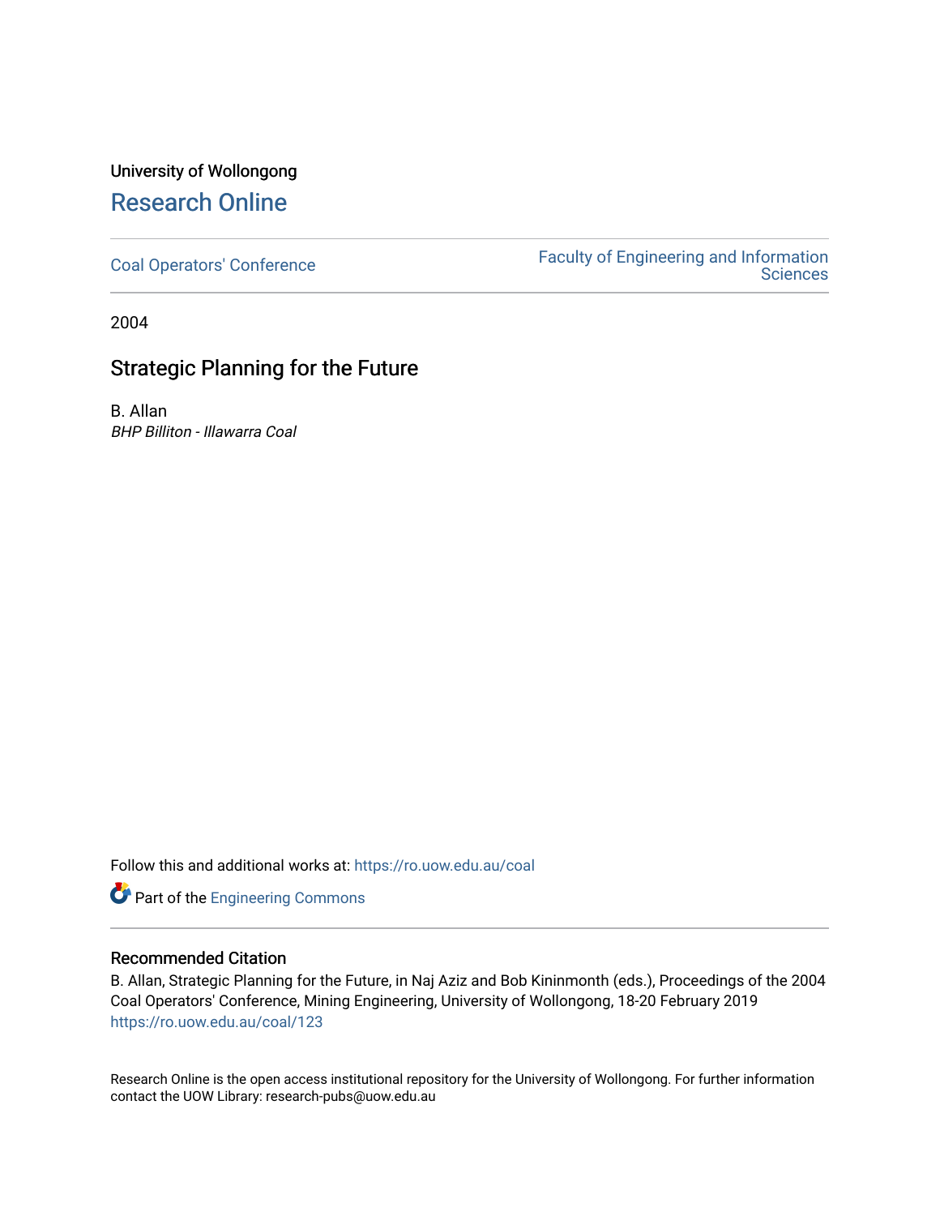University of Wollongong

# Research Online

Coal Operators' Conference

Faculty of Engineering and Information Sciences

2004

## Strategic Planning for the Future

B. Allan

*BHP Billiton - Illawarra Coal*

Follow this and additional works at: https://ro.uow.edu.au/coal

Part of the Engineering Commons

### Recommended Citation

B. Allan, Strategic Planning for the Future, in Naj Aziz and Bob Kininmonth (eds.), Proceedings of the 2004 Coal Operators' Conference, Mining Engineering, University of Wollongong, 18-20 February 2019
https://ro.uow.edu.au/coal/123

Research Online is the open access institutional repository for the University of Wollongong. For further information contact the UOW Library: research-pubs@uow.edu.au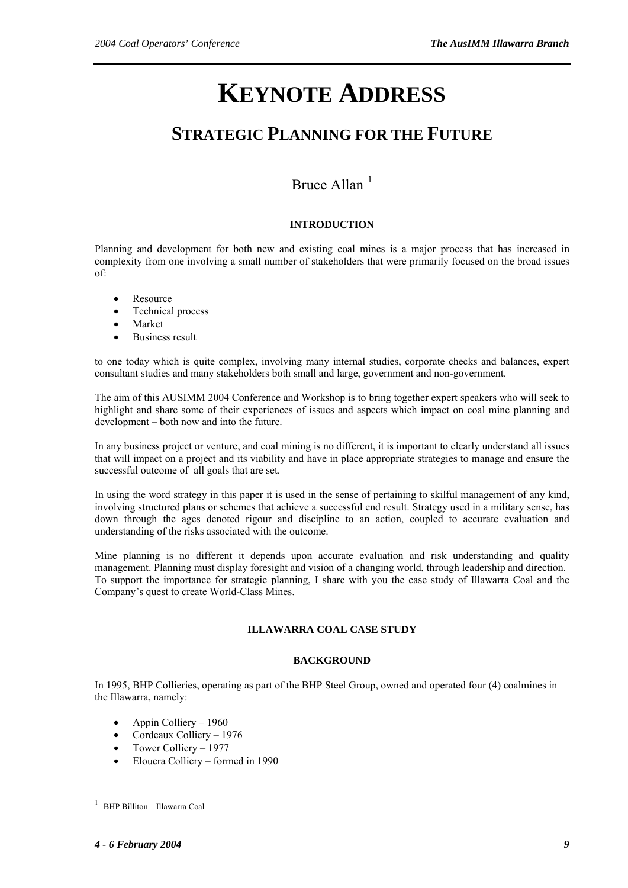# KEYNOTE ADDRESS

## STRATEGIC PLANNING FOR THE FUTURE

Bruce Allan [1]

### INTRODUCTION

Planning and development for both new and existing coal mines is a major process that has increased in complexity from one involving a small number of stakeholders that were primarily focused on the broad issues of:

- Resource
- Technical process
- Market
- Business result

to one today which is quite complex, involving many internal studies, corporate checks and balances, expert consultant studies and many stakeholders both small and large, government and non-government.

The aim of this AUSIMM 2004 Conference and Workshop is to bring together expert speakers who will seek to highlight and share some of their experiences of issues and aspects which impact on coal mine planning and development – both now and into the future.

In any business project or venture, and coal mining is no different, it is important to clearly understand all issues that will impact on a project and its viability and have in place appropriate strategies to manage and ensure the successful outcome of all goals that are set.

In using the word strategy in this paper it is used in the sense of pertaining to skilful management of any kind, involving structured plans or schemes that achieve a successful end result. Strategy used in a military sense, has down through the ages denoted rigour and discipline to an action, coupled to accurate evaluation and understanding of the risks associated with the outcome.

Mine planning is no different it depends upon accurate evaluation and risk understanding and quality management. Planning must display foresight and vision of a changing world, through leadership and direction. To support the importance for strategic planning, I share with you the case study of Illawarra Coal and the Company's quest to create World-Class Mines.

### ILLAWARRA COAL CASE STUDY

### BACKGROUND

In 1995, BHP Collieries, operating as part of the BHP Steel Group, owned and operated four (4) coalmines in the Illawarra, namely:

- Appin Colliery – 1960
- Cordeaux Colliery – 1976
- Tower Colliery – 1977
- Elouera Colliery – formed in 1990

[1] BHP Billiton – Illawarra Coal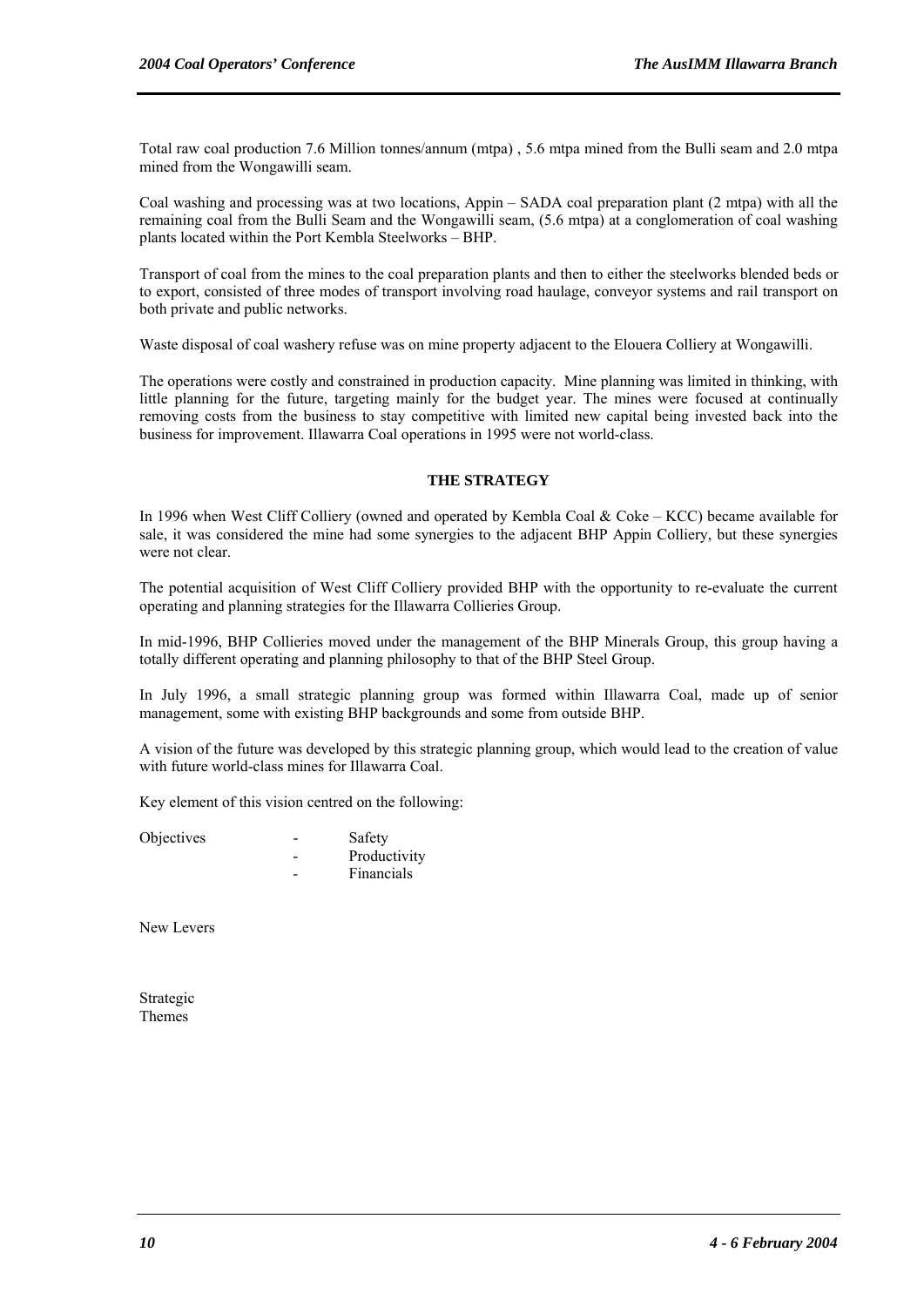Total raw coal production 7.6 Million tonnes/annum (mtpa) , 5.6 mtpa mined from the Bulli seam and 2.0 mtpa mined from the Wongawilli seam.

Coal washing and processing was at two locations, Appin – SADA coal preparation plant (2 mtpa) with all the remaining coal from the Bulli Seam and the Wongawilli seam, (5.6 mtpa) at a conglomeration of coal washing plants located within the Port Kembla Steelworks – BHP.

Transport of coal from the mines to the coal preparation plants and then to either the steelworks blended beds or to export, consisted of three modes of transport involving road haulage, conveyor systems and rail transport on both private and public networks.

Waste disposal of coal washery refuse was on mine property adjacent to the Elouera Colliery at Wongawilli.

The operations were costly and constrained in production capacity. Mine planning was limited in thinking, with little planning for the future, targeting mainly for the budget year. The mines were focused at continually removing costs from the business to stay competitive with limited new capital being invested back into the business for improvement. Illawarra Coal operations in 1995 were not world-class.

## THE STRATEGY

In 1996 when West Cliff Colliery (owned and operated by Kembla Coal & Coke – KCC) became available for sale, it was considered the mine had some synergies to the adjacent BHP Appin Colliery, but these synergies were not clear.

The potential acquisition of West Cliff Colliery provided BHP with the opportunity to re-evaluate the current operating and planning strategies for the Illawarra Collieries Group.

In mid-1996, BHP Collieries moved under the management of the BHP Minerals Group, this group having a totally different operating and planning philosophy to that of the BHP Steel Group.

In July 1996, a small strategic planning group was formed within Illawarra Coal, made up of senior management, some with existing BHP backgrounds and some from outside BHP.

A vision of the future was developed by this strategic planning group, which would lead to the creation of value with future world-class mines for Illawarra Coal.

Key element of this vision centred on the following:

Objectives
- Safety
- Productivity
- Financials

New Levers

Strategic Themes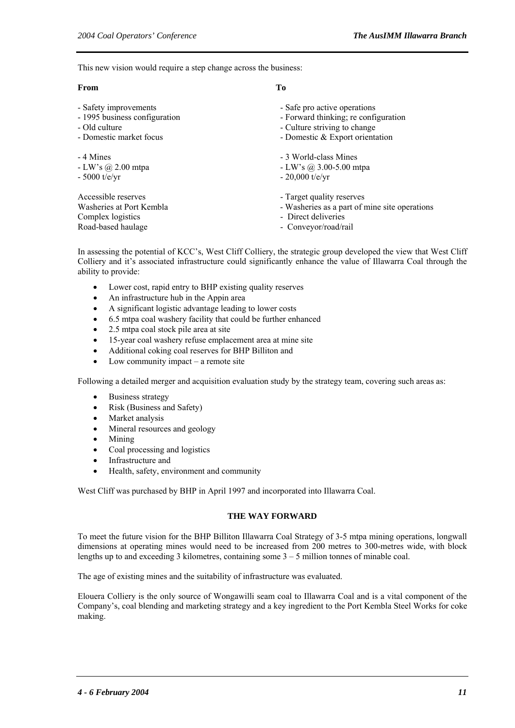This new vision would require a step change across the business:

| From | To |
| --- | --- |
| - Safety improvements | - Safe pro active operations |
| - 1995 business configuration | - Forward thinking; re configuration |
| - Old culture | - Culture striving to change |
| - Domestic market focus | - Domestic & Export orientation |
| - 4 Mines | - 3 World-class Mines |
| - LW's @ 2.00 mtpa | - LW's @ 3.00-5.00 mtpa |
| - 5000 t/e/yr | - 20,000 t/e/yr |
| Accessible reserves | - Target quality reserves |
| Washeries at Port Kembla | - Washeries as a part of mine site operations |
| Complex logistics | - Direct deliveries |
| Road-based haulage | - Conveyor/road/rail |

In assessing the potential of KCC's, West Cliff Colliery, the strategic group developed the view that West Cliff Colliery and it's associated infrastructure could significantly enhance the value of Illawarra Coal through the ability to provide:

- Lower cost, rapid entry to BHP existing quality reserves
- An infrastructure hub in the Appin area
- A significant logistic advantage leading to lower costs
- 6.5 mtpa coal washery facility that could be further enhanced
- 2.5 mtpa coal stock pile area at site
- 15-year coal washery refuse emplacement area at mine site
- Additional coking coal reserves for BHP Billiton and
- Low community impact – a remote site

Following a detailed merger and acquisition evaluation study by the strategy team, covering such areas as:

- Business strategy
- Risk (Business and Safety)
- Market analysis
- Mineral resources and geology
- Mining
- Coal processing and logistics
- Infrastructure and
- Health, safety, environment and community

West Cliff was purchased by BHP in April 1997 and incorporated into Illawarra Coal.

## THE WAY FORWARD

To meet the future vision for the BHP Billiton Illawarra Coal Strategy of 3-5 mtpa mining operations, longwall dimensions at operating mines would need to be increased from 200 metres to 300-metres wide, with block lengths up to and exceeding 3 kilometres, containing some 3 – 5 million tonnes of minable coal.

The age of existing mines and the suitability of infrastructure was evaluated.

Elouera Colliery is the only source of Wongawilli seam coal to Illawarra Coal and is a vital component of the Company's, coal blending and marketing strategy and a key ingredient to the Port Kembla Steel Works for coke making.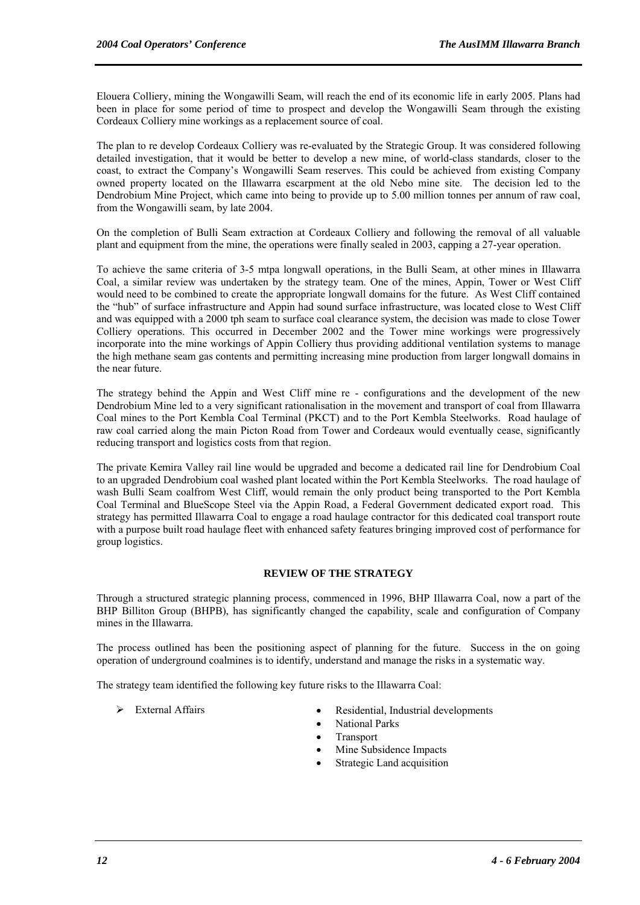Elouera Colliery, mining the Wongawilli Seam, will reach the end of its economic life in early 2005. Plans had been in place for some period of time to prospect and develop the Wongawilli Seam through the existing Cordeaux Colliery mine workings as a replacement source of coal.

The plan to re develop Cordeaux Colliery was re-evaluated by the Strategic Group. It was considered following detailed investigation, that it would be better to develop a new mine, of world-class standards, closer to the coast, to extract the Company's Wongawilli Seam reserves. This could be achieved from existing Company owned property located on the Illawarra escarpment at the old Nebo mine site. The decision led to the Dendrobium Mine Project, which came into being to provide up to 5.00 million tonnes per annum of raw coal, from the Wongawilli seam, by late 2004.

On the completion of Bulli Seam extraction at Cordeaux Colliery and following the removal of all valuable plant and equipment from the mine, the operations were finally sealed in 2003, capping a 27-year operation.

To achieve the same criteria of 3-5 mtpa longwall operations, in the Bulli Seam, at other mines in Illawarra Coal, a similar review was undertaken by the strategy team. One of the mines, Appin, Tower or West Cliff would need to be combined to create the appropriate longwall domains for the future. As West Cliff contained the "hub" of surface infrastructure and Appin had sound surface infrastructure, was located close to West Cliff and was equipped with a 2000 tph seam to surface coal clearance system, the decision was made to close Tower Colliery operations. This occurred in December 2002 and the Tower mine workings were progressively incorporate into the mine workings of Appin Colliery thus providing additional ventilation systems to manage the high methane seam gas contents and permitting increasing mine production from larger longwall domains in the near future.

The strategy behind the Appin and West Cliff mine re - configurations and the development of the new Dendrobium Mine led to a very significant rationalisation in the movement and transport of coal from Illawarra Coal mines to the Port Kembla Coal Terminal (PKCT) and to the Port Kembla Steelworks. Road haulage of raw coal carried along the main Picton Road from Tower and Cordeaux would eventually cease, significantly reducing transport and logistics costs from that region.

The private Kemira Valley rail line would be upgraded and become a dedicated rail line for Dendrobium Coal to an upgraded Dendrobium coal washed plant located within the Port Kembla Steelworks. The road haulage of wash Bulli Seam coalfrom West Cliff, would remain the only product being transported to the Port Kembla Coal Terminal and BlueScope Steel via the Appin Road, a Federal Government dedicated export road. This strategy has permitted Illawarra Coal to engage a road haulage contractor for this dedicated coal transport route with a purpose built road haulage fleet with enhanced safety features bringing improved cost of performance for group logistics.

## REVIEW OF THE STRATEGY

Through a structured strategic planning process, commenced in 1996, BHP Illawarra Coal, now a part of the BHP Billiton Group (BHPB), has significantly changed the capability, scale and configuration of Company mines in the Illawarra.

The process outlined has been the positioning aspect of planning for the future. Success in the on going operation of underground coalmines is to identify, understand and manage the risks in a systematic way.

The strategy team identified the following key future risks to the Illawarra Coal:

- External Affairs
  - Residential, Industrial developments
  - National Parks
  - Transport
  - Mine Subsidence Impacts
  - Strategic Land acquisition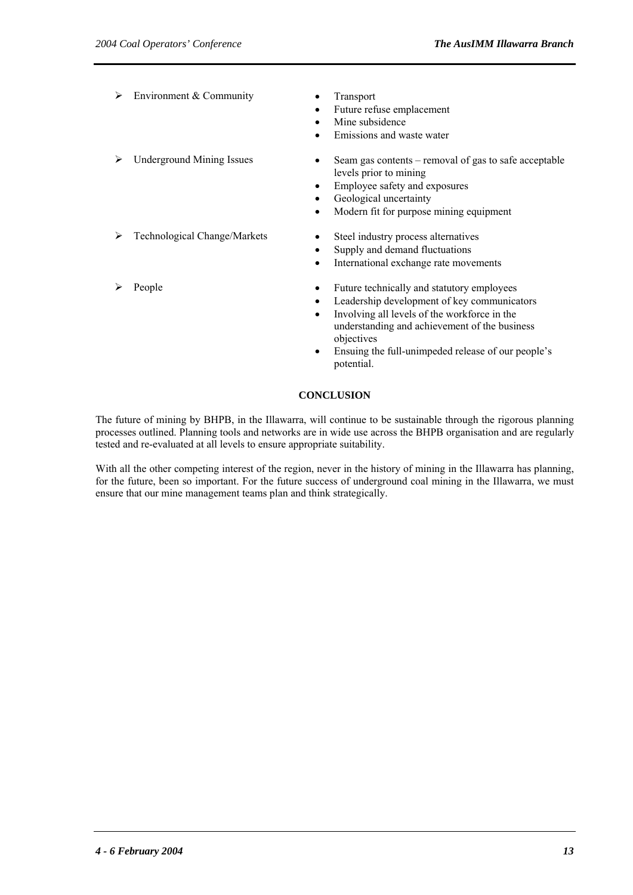- **Environment & Community**
  - Transport
  - Future refuse emplacement
  - Mine subsidence
  - Emissions and waste water

- **Underground Mining Issues**
  - Seam gas contents – removal of gas to safe acceptable levels prior to mining
  - Employee safety and exposures
  - Geological uncertainty
  - Modern fit for purpose mining equipment

- **Technological Change/Markets**
  - Steel industry process alternatives
  - Supply and demand fluctuations
  - International exchange rate movements

- **People**
  - Future technically and statutory employees
  - Leadership development of key communicators
  - Involving all levels of the workforce in the understanding and achievement of the business objectives
  - Ensuing the full-unimpeded release of our people's potential.

## CONCLUSION

The future of mining by BHPB, in the Illawarra, will continue to be sustainable through the rigorous planning processes outlined. Planning tools and networks are in wide use across the BHPB organisation and are regularly tested and re-evaluated at all levels to ensure appropriate suitability.

With all the other competing interest of the region, never in the history of mining in the Illawarra has planning, for the future, been so important. For the future success of underground coal mining in the Illawarra, we must ensure that our mine management teams plan and think strategically.